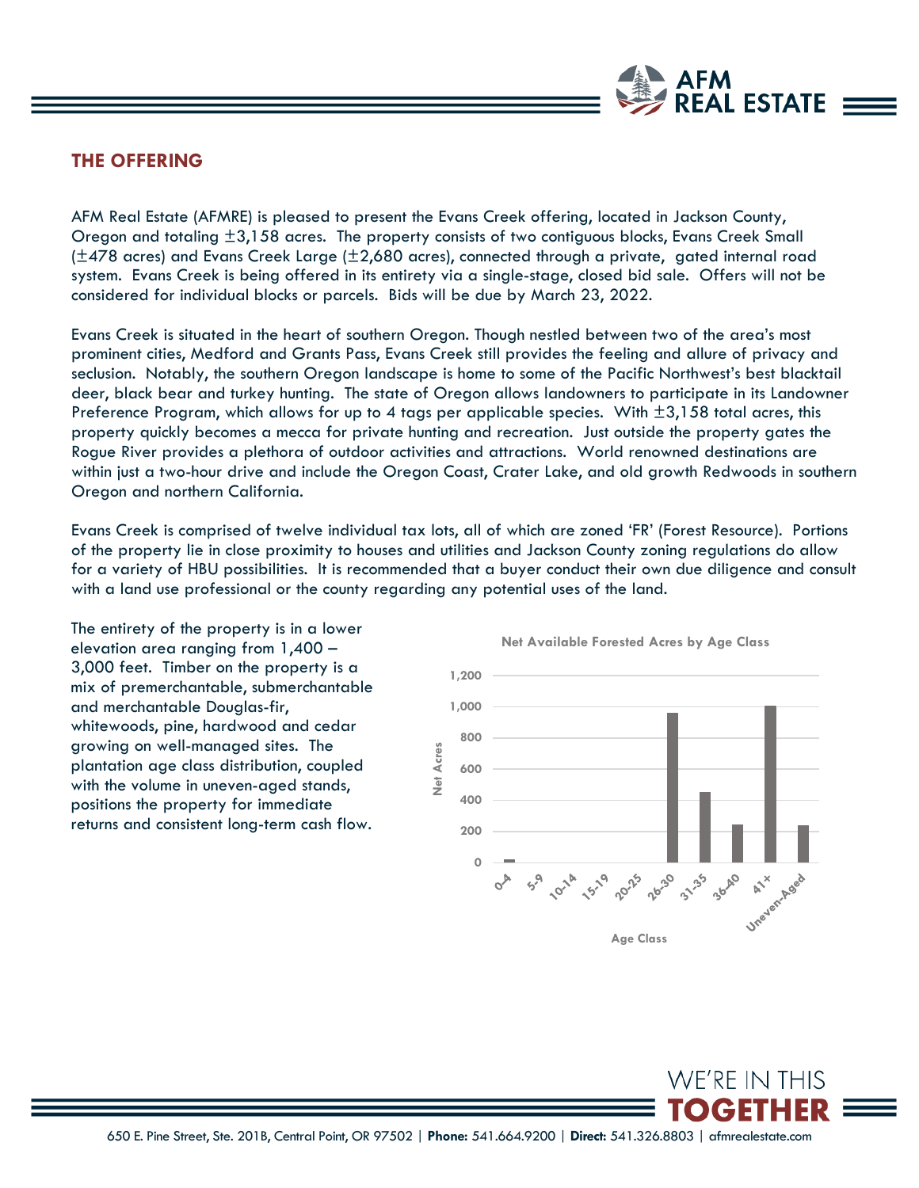## THE OFFERING

AFM Real Estate (AFMRE) is pleased to present the Evans Creek offering, located in Jackson County, Oregon and totaling ±3,158 acres. The property consists of two contiguous blocks, Evans Creek Small (±478 acres) and Evans Creek Large (±2,680 acres), connected through a private, gated internal road system. Evans Creek is being offered in its entirety via a single-stage, closed bid sale. Offers will not be considered for individual blocks or parcels. Bids will be due by March 23, 2022.

Evans Creek is situated in the heart of southern Oregon. Though nestled between two of the area's most prominent cities, Medford and Grants Pass, Evans Creek still provides the feeling and allure of privacy and seclusion. Notably, the southern Oregon landscape is home to some of the Pacific Northwest's best blacktail deer, black bear and turkey hunting. The state of Oregon allows landowners to participate in its Landowner Preference Program, which allows for up to 4 tags per applicable species. With ±3,158 total acres, this property quickly becomes a mecca for private hunting and recreation. Just outside the property gates the Rogue River provides a plethora of outdoor activities and attractions. World renowned destinations are within just a two-hour drive and include the Oregon Coast, Crater Lake, and old growth Redwoods in southern Oregon and northern California.

Evans Creek is comprised of twelve individual tax lots, all of which are zoned 'FR' (Forest Resource). Portions of the property lie in close proximity to houses and utilities and Jackson County zoning regulations do allow for a variety of HBU possibilities. It is recommended that a buyer conduct their own due diligence and consult with a land use professional or the county regarding any potential uses of the land.

The entirety of the property is in a lower elevation area ranging from 1,400 – 3,000 feet. Timber on the property is a mix of premerchantable, submerchantable and merchantable Douglas-fir, whitewoods, pine, hardwood and cedar growing on well-managed sites. The plantation age class distribution, coupled with the volume in uneven-aged stands, positions the property for immediate returns and consistent long-term cash flow.

**Net Available Forested Acres by Age Class**

| Age Class | Net Acres (approx.) |
|---|---|
| 0-4 | ~20 |
| 5-9 | 0 |
| 10-14 | 0 |
| 15-19 | 0 |
| 20-25 | 0 |
| 26-30 | ~960 |
| 31-35 | ~450 |
| 36-40 | ~240 |
| 41+ | ~1,000 |
| Uneven-Aged | ~235 |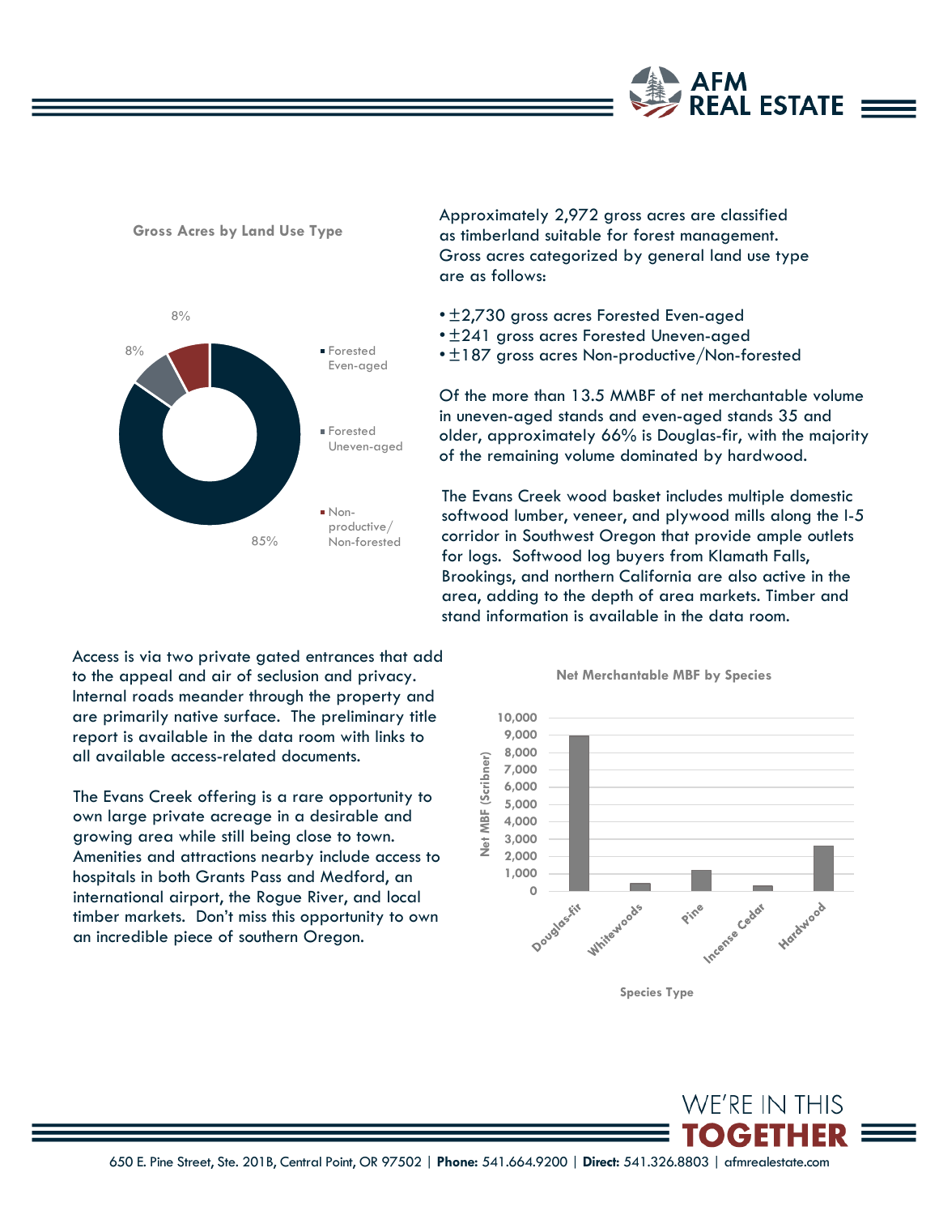Gross Acres by Land Use Type

8%

8%

85%

- Forested Even-aged
- Forested Uneven-aged
- Non-productive/ Non-forested

Approximately 2,972 gross acres are classified as timberland suitable for forest management. Gross acres categorized by general land use type are as follows:

- ±2,730 gross acres Forested Even-aged
- ±241 gross acres Forested Uneven-aged
- ±187 gross acres Non-productive/Non-forested

Of the more than 13.5 MMBF of net merchantable volume in uneven-aged stands and even-aged stands 35 and older, approximately 66% is Douglas-fir, with the majority of the remaining volume dominated by hardwood.

The Evans Creek wood basket includes multiple domestic softwood lumber, veneer, and plywood mills along the I-5 corridor in Southwest Oregon that provide ample outlets for logs. Softwood log buyers from Klamath Falls, Brookings, and northern California are also active in the area, adding to the depth of area markets. Timber and stand information is available in the data room.

Access is via two private gated entrances that add to the appeal and air of seclusion and privacy. Internal roads meander through the property and are primarily native surface. The preliminary title report is available in the data room with links to all available access-related documents.

The Evans Creek offering is a rare opportunity to own large private acreage in a desirable and growing area while still being close to town. Amenities and attractions nearby include access to hospitals in both Grants Pass and Medford, an international airport, the Rogue River, and local timber markets. Don't miss this opportunity to own an incredible piece of southern Oregon.

Net Merchantable MBF by Species

Net MBF (Scribner)

10,000
9,000
8,000
7,000
6,000
5,000
4,000
3,000
2,000
1,000
0

Douglas-fir
Whitewoods
Pine
Incense Cedar
Hardwood

Species Type